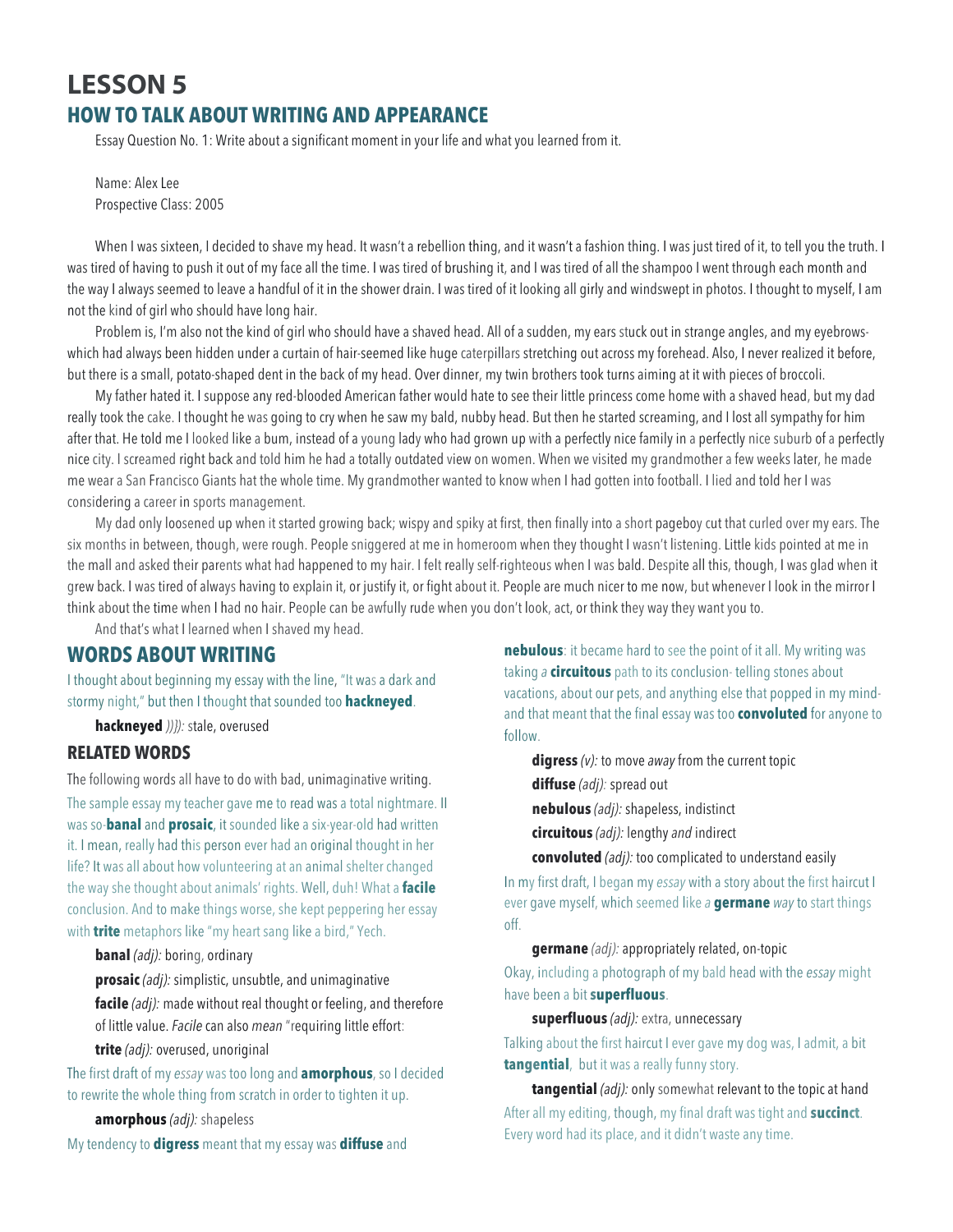# LESSON 5

## HOW TO TALK ABOUT WRITING AND APPEARANCE

Essay Question No. 1: Write about a significant moment in your life and what you learned from it.

Name: Alex Lee
Prospective Class: 2005

When I was sixteen, I decided to shave my head. It wasn't a rebellion thing, and it wasn't a fashion thing. I was just tired of it, to tell you the truth. I was tired of having to push it out of my face all the time. I was tired of brushing it, and I was tired of all the shampoo I went through each month and the way I always seemed to leave a handful of it in the shower drain. I was tired of it looking all girly and windswept in photos. I thought to myself, I am not the kind of girl who should have long hair.

Problem is, I'm also not the kind of girl who should have a shaved head. All of a sudden, my ears stuck out in strange angles, and my eyebrows-which had always been hidden under a curtain of hair-seemed like huge caterpillars stretching out across my forehead. Also, I never realized it before, but there is a small, potato-shaped dent in the back of my head. Over dinner, my twin brothers took turns aiming at it with pieces of broccoli.

My father hated it. I suppose any red-blooded American father would hate to see their little princess come home with a shaved head, but my dad really took the cake. I thought he was going to cry when he saw my bald, nubby head. But then he started screaming, and I lost all sympathy for him after that. He told me I looked like a bum, instead of a young lady who had grown up with a perfectly nice family in a perfectly nice suburb of a perfectly nice city. I screamed right back and told him he had a totally outdated view on women. When we visited my grandmother a few weeks later, he made me wear a San Francisco Giants hat the whole time. My grandmother wanted to know when I had gotten into football. I lied and told her I was considering a career in sports management.

My dad only loosened up when it started growing back; wispy and spiky at first, then finally into a short pageboy cut that curled over my ears. The six months in between, though, were rough. People sniggered at me in homeroom when they thought I wasn't listening. Little kids pointed at me in the mall and asked their parents what had happened to my hair. I felt really self-righteous when I was bald. Despite all this, though, I was glad when it grew back. I was tired of always having to explain it, or justify it, or fight about it. People are much nicer to me now, but whenever I look in the mirror I think about the time when I had no hair. People can be awfully rude when you don't look, act, or think they way they want you to.

And that's what I learned when I shaved my head.

## WORDS ABOUT WRITING

I thought about beginning my essay with the line, "It was a dark and stormy night," but then I thought that sounded too **hackneyed**.

**hackneyed** *)))):* stale, overused

### RELATED WORDS

The following words all have to do with bad, unimaginative writing.

The sample essay my teacher gave me to read was a total nightmare. It was so-**banal** and **prosaic**, it sounded like a six-year-old had written it. I mean, really had this person ever had an original thought in her life? It was all about how volunteering at an animal shelter changed the way she thought about animals' rights. Well, duh! What a **facile** conclusion. And to make things worse, she kept peppering her essay with **trite** metaphors like "my heart sang like a bird," Yech.

**banal** *(adj):* boring, ordinary

**prosaic** *(adj):* simplistic, unsubtle, and unimaginative

**facile** *(adj):* made without real thought or feeling, and therefore of little value. *Facile* can also *mean* "requiring little effort:

**trite** *(adj):* overused, unoriginal

The first draft of my *essay* was too long and **amorphous**, so I decided to rewrite the whole thing from scratch in order to tighten it up.

**amorphous** *(adj):* shapeless

My tendency to **digress** meant that my essay was **diffuse** and **nebulous**: it became hard to see the point of it all. My writing was taking *a* **circuitous** path to its conclusion- telling stones about vacations, about our pets, and anything else that popped in my mind-and that meant that the final essay was too **convoluted** for anyone to follow.

**digress** *(v):* to move *away* from the current topic

**diffuse** *(adj):* spread out

**nebulous** *(adj):* shapeless, indistinct

**circuitous** *(adj):* lengthy *and* indirect

**convoluted** *(adj):* too complicated to understand easily

In my first draft, I began my *essay* with a story about the first haircut I ever gave myself, which seemed like *a* **germane** *way* to start things off.

**germane** *(adj):* appropriately related, on-topic

Okay, including a photograph of my bald head with the *essay* might have been a bit **superfluous**.

**superfluous** *(adj):* extra, unnecessary

Talking about the first haircut I ever gave my dog was, I admit, a bit **tangential**, but it was a really funny story.

**tangential** *(adj):* only somewhat relevant to the topic at hand

After all my editing, though, my final draft was tight and **succinct**. Every word had its place, and it didn't waste any time.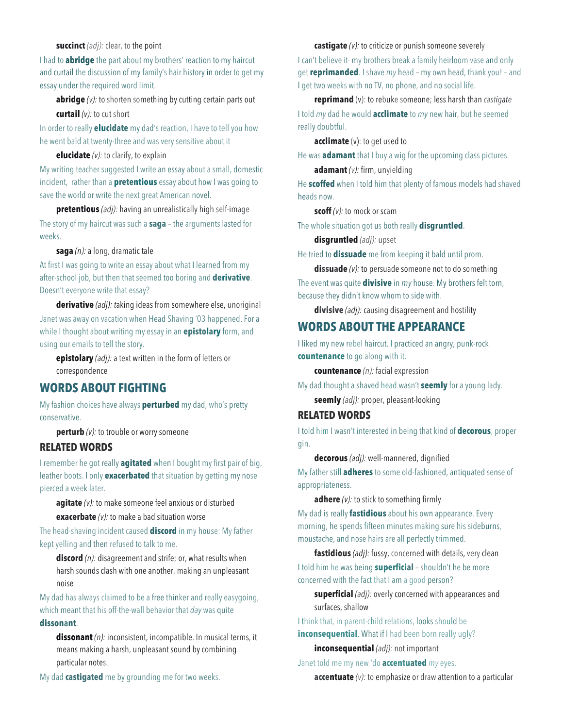**succinct** *(adj):* clear, to the point

I had to **abridge** the part about my brothers' reaction to my haircut and curtail the discussion of my family's hair history in order to get my essay under the required word limit.

**abridge** *(v):* to shorten something by cutting certain parts out

**curtail** *(v):* to cut short

In order to really **elucidate** my dad's reaction, I have to tell you how he went bald at twenty-three and was very sensitive about it

**elucidate** *(v):* to clarify, to explain

My writing teacher suggested I write an essay about a small, domestic incident, rather than a **pretentious** essay about how I was going to save the world or write the next great American novel.

**pretentious** *(adj):* having an unrealistically high self-image

The story of my haircut was such a **saga** – the arguments lasted for weeks.

**saga** *(n):* a long, dramatic tale

At first I was going to write an essay about what I learned from my after-school job, but then that seemed too boring and **derivative**. Doesn't everyone write that essay?

**derivative** *(adj):* taking ideas from somewhere else, unoriginal

Janet was away on vacation when Head Shaving '03 happened. For a while I thought about writing my essay in an **epistolary** form, and using our emails to tell the story.

**epistolary** *(adj):* a text written in the form of letters or correspondence

## WORDS ABOUT FIGHTING

My fashion choices have always **perturbed** my dad, who's pretty conservative.

**perturb** *(v):* to trouble or worry someone

### RELATED WORDS

I remember he got really **agitated** when I bought my first pair of big, leather boots. I only **exacerbated** that situation by getting my nose pierced a week later.

**agitate** *(v):* to make someone feel anxious or disturbed

**exacerbate** *(v):* to make a bad situation worse

The head-shaving incident caused **discord** in my house: My father kept yelling and then refused to talk to me.

**discord** *(n):* disagreement and strife; or, what results when harsh sounds clash with one another, making an unpleasant noise

My dad has always claimed to be a free thinker and really easygoing, which meant that his off-the-wall behavior that *day* was quite **dissonant**.

**dissonant** *(n):* inconsistent, incompatible. In musical terms, it means making a harsh, unpleasant sound by combining particular notes.

My dad **castigated** me by grounding me for two weeks.

**castigate** *(v):* to criticize or punish someone severely

I can't believe it- my brothers break a family heirloom vase and only get **reprimanded**. I shave *my* head – my own head, thank you! – and I get two weeks with no TV, no phone, and no social life.

**reprimand** (v): to rebuke someone; less harsh than *castigate*

I told *my* dad he would **acclimate** to *my* new hair, but he seemed really doubtful.

**acclimate** (v): to get used to

He was **adamant** that I buy a wig for the upcoming class pictures.

**adamant** *(v):* firm, unyielding

He **scoffed** when I told him that plenty of famous models had shaved heads now.

**scoff** *(v):* to mock or scam

The whole situation got us both really **disgruntled**.

**disgruntled** *(adj):* upset

He tried to **dissuade** me from keeping it bald until prom.

**dissuade** *(v):* to persuade someone not to do something

The event was quite **divisive** in *my* house. My brothers felt torn, because they didn't know whom to side with.

**divisive** *(adj):* causing disagreement and hostility

## WORDS ABOUT THE APPEARANCE

I liked my new rebel haircut. I practiced an angry, punk-rock **countenance** to go along with it.

**countenance** *(n):* facial expression

My dad thought a shaved head wasn't **seemly** for a young lady.

**seemly** *(adj):* proper, pleasant-looking

### RELATED WORDS

I told him I wasn't interested in being that kind of **decorous**, proper gin.

**decorous** *(adj):* well-mannered, dignified

My father still **adheres** to some old-fashioned, antiquated sense of appropriateness.

**adhere** *(v):* to stick to something firmly

My dad is really **fastidious** about his own appearance. Every morning, he spends fifteen minutes making sure his sideburns, moustache, and nose hairs are all perfectly trimmed.

**fastidious** *(adj):* fussy, concerned with details, very clean

I told him he was being **superficial** – shouldn't he be more concerned with the fact that I am a good person?

**superficial** *(adj):* overly concerned with appearances and surfaces, shallow

I think that, in parent-child relations, looks should be **inconsequential**. What if I had been born really ugly?

**inconsequential** *(adj):* not important

Janet told me my new 'do **accentuated** *my* eyes.

**accentuate** *(v):* to emphasize or draw attention to a particular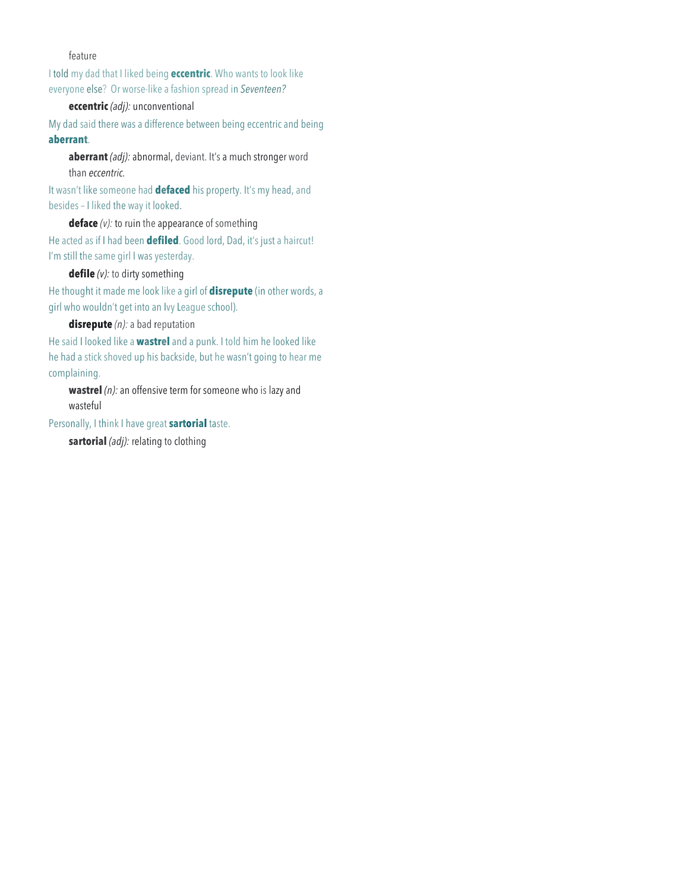feature

I told my dad that I liked being **eccentric**. Who wants to look like everyone else? Or worse-like a fashion spread in *Seventeen?*

**eccentric** *(adj):* unconventional

My dad said there was a difference between being eccentric and being **aberrant**.

**aberrant** *(adj):* abnormal, deviant. It's a much stronger word than *eccentric.*

It wasn't like someone had **defaced** his property. It's my head, and besides – I liked the way it looked.

**deface** *(v):* to ruin the appearance of something

He acted as if I had been **defiled**. Good lord, Dad, it's just a haircut! I'm still the same girl I was yesterday.

**defile** *(v):* to dirty something

He thought it made me look like a girl of **disrepute** (in other words, a girl who wouldn't get into an Ivy League school).

**disrepute** *(n):* a bad reputation

He said I looked like a **wastrel** and a punk. I told him he looked like he had a stick shoved up his backside, but he wasn't going to hear me complaining.

**wastrel** *(n):* an offensive term for someone who is lazy and wasteful

Personally, I think I have great **sartorial** taste.

**sartorial** *(adj):* relating to clothing